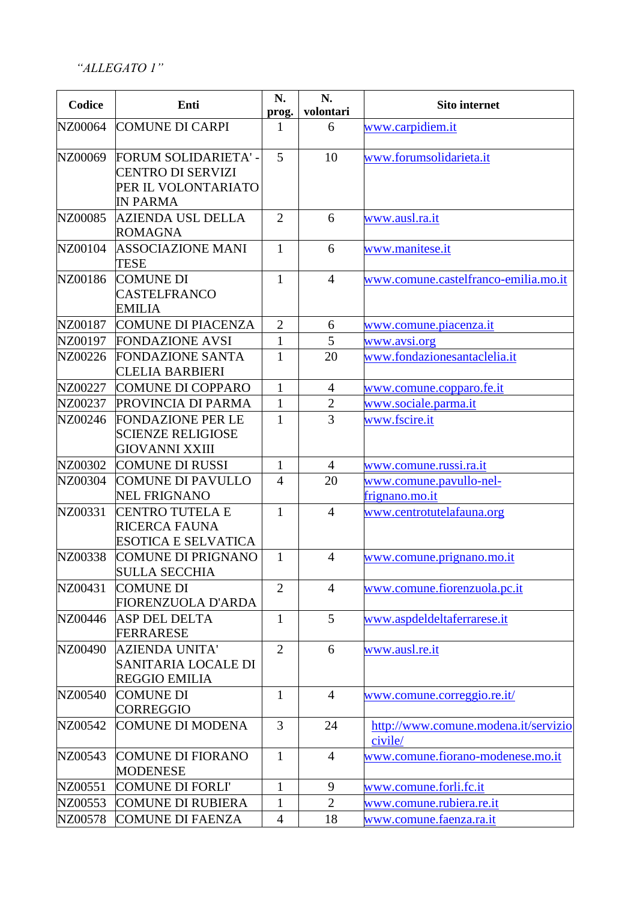*"ALLEGATO 1"*

| Codice | Enti | N. prog. | N. volontari | Sito internet |
|---|---|---|---|---|
| NZ00064 | COMUNE DI CARPI | 1 | 6 | www.carpidiem.it |
| NZ00069 | FORUM SOLIDARIETA' - CENTRO DI SERVIZI PER IL VOLONTARIATO IN PARMA | 5 | 10 | www.forumsolidarieta.it |
| NZ00085 | AZIENDA USL DELLA ROMAGNA | 2 | 6 | www.ausl.ra.it |
| NZ00104 | ASSOCIAZIONE MANI TESE | 1 | 6 | www.manitese.it |
| NZ00186 | COMUNE DI CASTELFRANCO EMILIA | 1 | 4 | www.comune.castelfranco-emilia.mo.it |
| NZ00187 | COMUNE DI PIACENZA | 2 | 6 | www.comune.piacenza.it |
| NZ00197 | FONDAZIONE AVSI | 1 | 5 | www.avsi.org |
| NZ00226 | FONDAZIONE SANTA CLELIA BARBIERI | 1 | 20 | www.fondazionesantaclelia.it |
| NZ00227 | COMUNE DI COPPARO | 1 | 4 | www.comune.copparo.fe.it |
| NZ00237 | PROVINCIA DI PARMA | 1 | 2 | www.sociale.parma.it |
| NZ00246 | FONDAZIONE PER LE SCIENZE RELIGIOSE GIOVANNI XXIII | 1 | 3 | www.fscire.it |
| NZ00302 | COMUNE DI RUSSI | 1 | 4 | www.comune.russi.ra.it |
| NZ00304 | COMUNE DI PAVULLO NEL FRIGNANO | 4 | 20 | www.comune.pavullo-nel-frignano.mo.it |
| NZ00331 | CENTRO TUTELA E RICERCA FAUNA ESOTICA E SELVATICA | 1 | 4 | www.centrotutelafauna.org |
| NZ00338 | COMUNE DI PRIGNANO SULLA SECCHIA | 1 | 4 | www.comune.prignano.mo.it |
| NZ00431 | COMUNE DI FIORENZUOLA D'ARDA | 2 | 4 | www.comune.fiorenzuola.pc.it |
| NZ00446 | ASP DEL DELTA FERRARESE | 1 | 5 | www.aspdeldeltaferrarese.it |
| NZ00490 | AZIENDA UNITA' SANITARIA LOCALE DI REGGIO EMILIA | 2 | 6 | www.ausl.re.it |
| NZ00540 | COMUNE DI CORREGGIO | 1 | 4 | www.comune.correggio.re.it/ |
| NZ00542 | COMUNE DI MODENA | 3 | 24 | http://www.comune.modena.it/serviziocivile/ |
| NZ00543 | COMUNE DI FIORANO MODENESE | 1 | 4 | www.comune.fiorano-modenese.mo.it |
| NZ00551 | COMUNE DI FORLI' | 1 | 9 | www.comune.forli.fc.it |
| NZ00553 | COMUNE DI RUBIERA | 1 | 2 | www.comune.rubiera.re.it |
| NZ00578 | COMUNE DI FAENZA | 4 | 18 | www.comune.faenza.ra.it |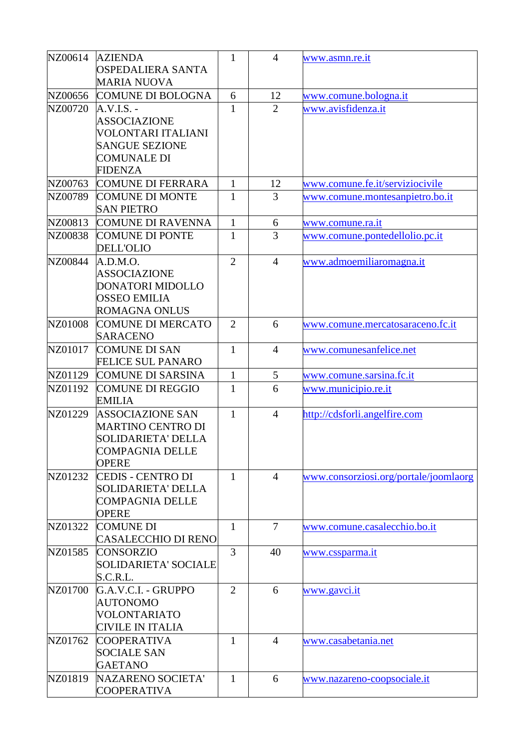| | | | | |
|---|---|---|---|---|
| NZ00614 | AZIENDA OSPEDALIERA SANTA MARIA NUOVA | 1 | 4 | www.asmn.re.it |
| NZ00656 | COMUNE DI BOLOGNA | 6 | 12 | www.comune.bologna.it |
| NZ00720 | A.V.I.S. - ASSOCIAZIONE VOLONTARI ITALIANI SANGUE SEZIONE COMUNALE DI FIDENZA | 1 | 2 | www.avisfidenza.it |
| NZ00763 | COMUNE DI FERRARA | 1 | 12 | www.comune.fe.it/serviziocivile |
| NZ00789 | COMUNE DI MONTE SAN PIETRO | 1 | 3 | www.comune.montesanpietro.bo.it |
| NZ00813 | COMUNE DI RAVENNA | 1 | 6 | www.comune.ra.it |
| NZ00838 | COMUNE DI PONTE DELL'OLIO | 1 | 3 | www.comune.pontedellolio.pc.it |
| NZ00844 | A.D.M.O. ASSOCIAZIONE DONATORI MIDOLLO OSSEO EMILIA ROMAGNA ONLUS | 2 | 4 | www.admoemiliaromagna.it |
| NZ01008 | COMUNE DI MERCATO SARACENO | 2 | 6 | www.comune.mercatosaraceno.fc.it |
| NZ01017 | COMUNE DI SAN FELICE SUL PANARO | 1 | 4 | www.comunesanfelice.net |
| NZ01129 | COMUNE DI SARSINA | 1 | 5 | www.comune.sarsina.fc.it |
| NZ01192 | COMUNE DI REGGIO EMILIA | 1 | 6 | www.municipio.re.it |
| NZ01229 | ASSOCIAZIONE SAN MARTINO CENTRO DI SOLIDARIETA' DELLA COMPAGNIA DELLE OPERE | 1 | 4 | http://cdsforli.angelfire.com |
| NZ01232 | CEDIS - CENTRO DI SOLIDARIETA' DELLA COMPAGNIA DELLE OPERE | 1 | 4 | www.consorziosi.org/portale/joomlaorg |
| NZ01322 | COMUNE DI CASALECCHIO DI RENO | 1 | 7 | www.comune.casalecchio.bo.it |
| NZ01585 | CONSORZIO SOLIDARIETA' SOCIALE S.C.R.L. | 3 | 40 | www.cssparma.it |
| NZ01700 | G.A.V.C.I. - GRUPPO AUTONOMO VOLONTARIATO CIVILE IN ITALIA | 2 | 6 | www.gavci.it |
| NZ01762 | COOPERATIVA SOCIALE SAN GAETANO | 1 | 4 | www.casabetania.net |
| NZ01819 | NAZARENO SOCIETA' COOPERATIVA | 1 | 6 | www.nazareno-coopsociale.it |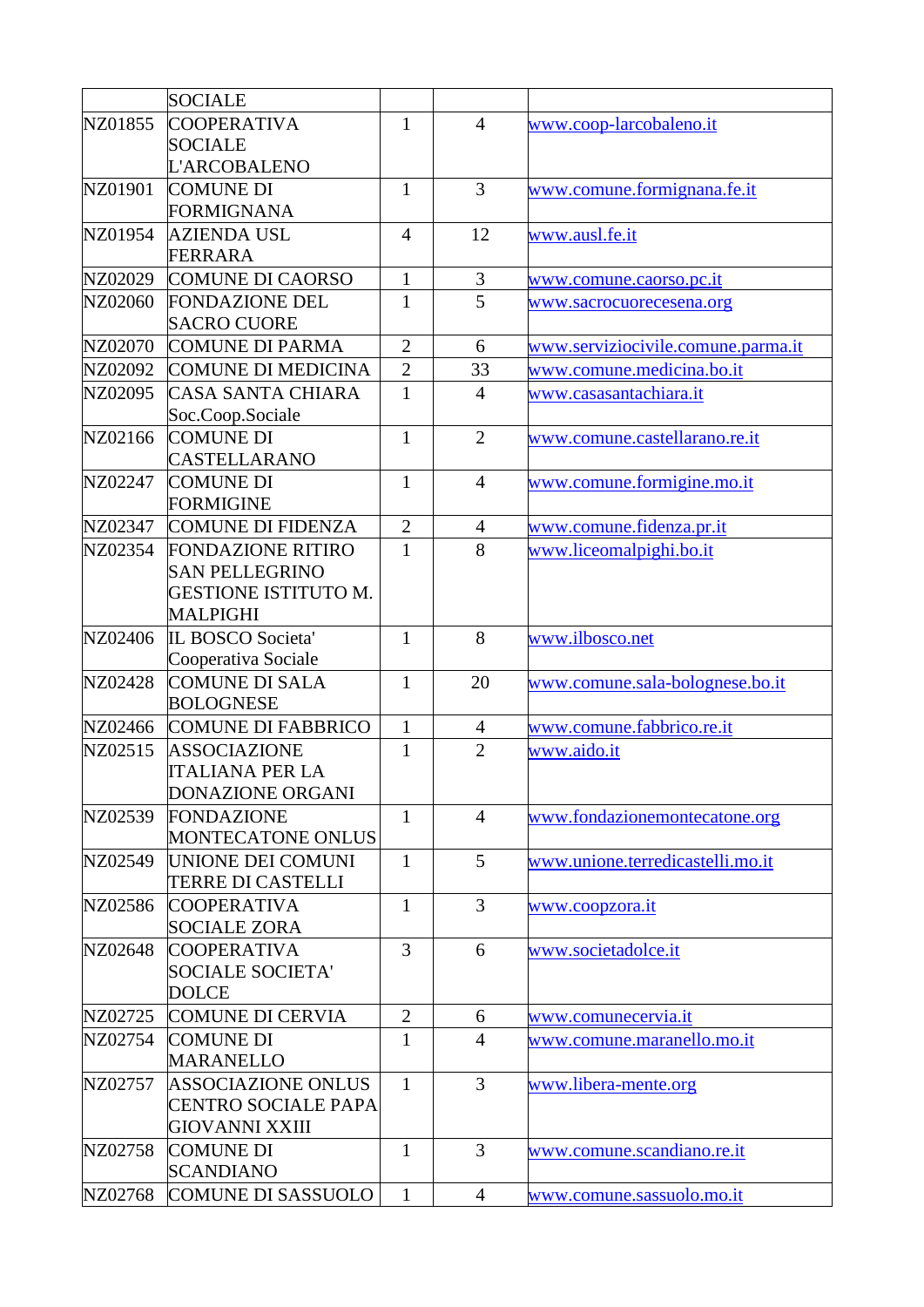| | | | | |
|---|---|---|---|---|
| | SOCIALE | | | |
| NZ01855 | COOPERATIVA SOCIALE L'ARCOBALENO | 1 | 4 | www.coop-larcobaleno.it |
| NZ01901 | COMUNE DI FORMIGNANA | 1 | 3 | www.comune.formignana.fe.it |
| NZ01954 | AZIENDA USL FERRARA | 4 | 12 | www.ausl.fe.it |
| NZ02029 | COMUNE DI CAORSO | 1 | 3 | www.comune.caorso.pc.it |
| NZ02060 | FONDAZIONE DEL SACRO CUORE | 1 | 5 | www.sacrocuorecesena.org |
| NZ02070 | COMUNE DI PARMA | 2 | 6 | www.serviziocivile.comune.parma.it |
| NZ02092 | COMUNE DI MEDICINA | 2 | 33 | www.comune.medicina.bo.it |
| NZ02095 | CASA SANTA CHIARA Soc.Coop.Sociale | 1 | 4 | www.casasantachiara.it |
| NZ02166 | COMUNE DI CASTELLARANO | 1 | 2 | www.comune.castellarano.re.it |
| NZ02247 | COMUNE DI FORMIGINE | 1 | 4 | www.comune.formigine.mo.it |
| NZ02347 | COMUNE DI FIDENZA | 2 | 4 | www.comune.fidenza.pr.it |
| NZ02354 | FONDAZIONE RITIRO SAN PELLEGRINO GESTIONE ISTITUTO M. MALPIGHI | 1 | 8 | www.liceomalpighi.bo.it |
| NZ02406 | IL BOSCO Societa' Cooperativa Sociale | 1 | 8 | www.ilbosco.net |
| NZ02428 | COMUNE DI SALA BOLOGNESE | 1 | 20 | www.comune.sala-bolognese.bo.it |
| NZ02466 | COMUNE DI FABBRICO | 1 | 4 | www.comune.fabbrico.re.it |
| NZ02515 | ASSOCIAZIONE ITALIANA PER LA DONAZIONE ORGANI | 1 | 2 | www.aido.it |
| NZ02539 | FONDAZIONE MONTECATONE ONLUS | 1 | 4 | www.fondazionemontecatone.org |
| NZ02549 | UNIONE DEI COMUNI TERRE DI CASTELLI | 1 | 5 | www.unione.terredicastelli.mo.it |
| NZ02586 | COOPERATIVA SOCIALE ZORA | 1 | 3 | www.coopzora.it |
| NZ02648 | COOPERATIVA SOCIALE SOCIETA' DOLCE | 3 | 6 | www.societadolce.it |
| NZ02725 | COMUNE DI CERVIA | 2 | 6 | www.comunecervia.it |
| NZ02754 | COMUNE DI MARANELLO | 1 | 4 | www.comune.maranello.mo.it |
| NZ02757 | ASSOCIAZIONE ONLUS CENTRO SOCIALE PAPA GIOVANNI XXIII | 1 | 3 | www.libera-mente.org |
| NZ02758 | COMUNE DI SCANDIANO | 1 | 3 | www.comune.scandiano.re.it |
| NZ02768 | COMUNE DI SASSUOLO | 1 | 4 | www.comune.sassuolo.mo.it |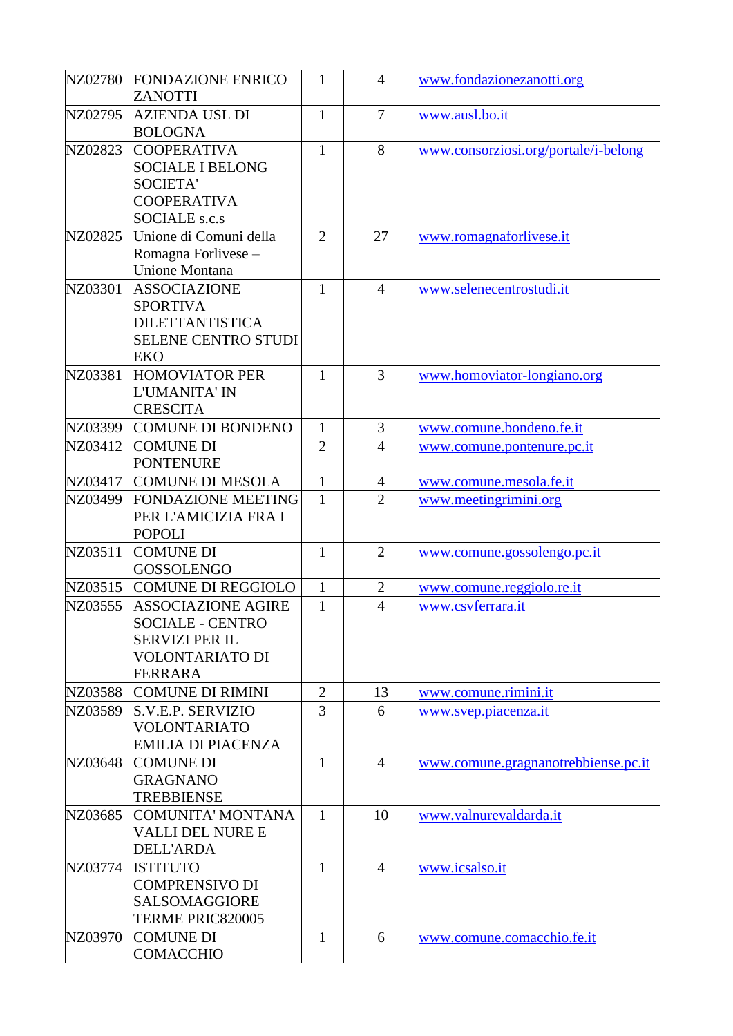| | | | | |
|---|---|---|---|---|
| NZ02780 | FONDAZIONE ENRICO ZANOTTI | 1 | 4 | www.fondazionezanotti.org |
| NZ02795 | AZIENDA USL DI BOLOGNA | 1 | 7 | www.ausl.bo.it |
| NZ02823 | COOPERATIVA SOCIALE I BELONG SOCIETA' COOPERATIVA SOCIALE s.c.s | 1 | 8 | www.consorziosi.org/portale/i-belong |
| NZ02825 | Unione di Comuni della Romagna Forlivese – Unione Montana | 2 | 27 | www.romagnaforlivese.it |
| NZ03301 | ASSOCIAZIONE SPORTIVA DILETTANTISTICA SELENE CENTRO STUDI EKO | 1 | 4 | www.selenecentrostudi.it |
| NZ03381 | HOMOVIATOR PER L'UMANITA' IN CRESCITA | 1 | 3 | www.homoviator-longiano.org |
| NZ03399 | COMUNE DI BONDENO | 1 | 3 | www.comune.bondeno.fe.it |
| NZ03412 | COMUNE DI PONTENURE | 2 | 4 | www.comune.pontenure.pc.it |
| NZ03417 | COMUNE DI MESOLA | 1 | 4 | www.comune.mesola.fe.it |
| NZ03499 | FONDAZIONE MEETING PER L'AMICIZIA FRA I POPOLI | 1 | 2 | www.meetingrimini.org |
| NZ03511 | COMUNE DI GOSSOLENGO | 1 | 2 | www.comune.gossolengo.pc.it |
| NZ03515 | COMUNE DI REGGIOLO | 1 | 2 | www.comune.reggiolo.re.it |
| NZ03555 | ASSOCIAZIONE AGIRE SOCIALE - CENTRO SERVIZI PER IL VOLONTARIATO DI FERRARA | 1 | 4 | www.csvferrara.it |
| NZ03588 | COMUNE DI RIMINI | 2 | 13 | www.comune.rimini.it |
| NZ03589 | S.V.E.P. SERVIZIO VOLONTARIATO EMILIA DI PIACENZA | 3 | 6 | www.svep.piacenza.it |
| NZ03648 | COMUNE DI GRAGNANO TREBBIENSE | 1 | 4 | www.comune.gragnanotrebbiense.pc.it |
| NZ03685 | COMUNITA' MONTANA VALLI DEL NURE E DELL'ARDA | 1 | 10 | www.valnurevaldarda.it |
| NZ03774 | ISTITUTO COMPRENSIVO DI SALSOMAGGIORE TERME PRIC820005 | 1 | 4 | www.icsalso.it |
| NZ03970 | COMUNE DI COMACCHIO | 1 | 6 | www.comune.comacchio.fe.it |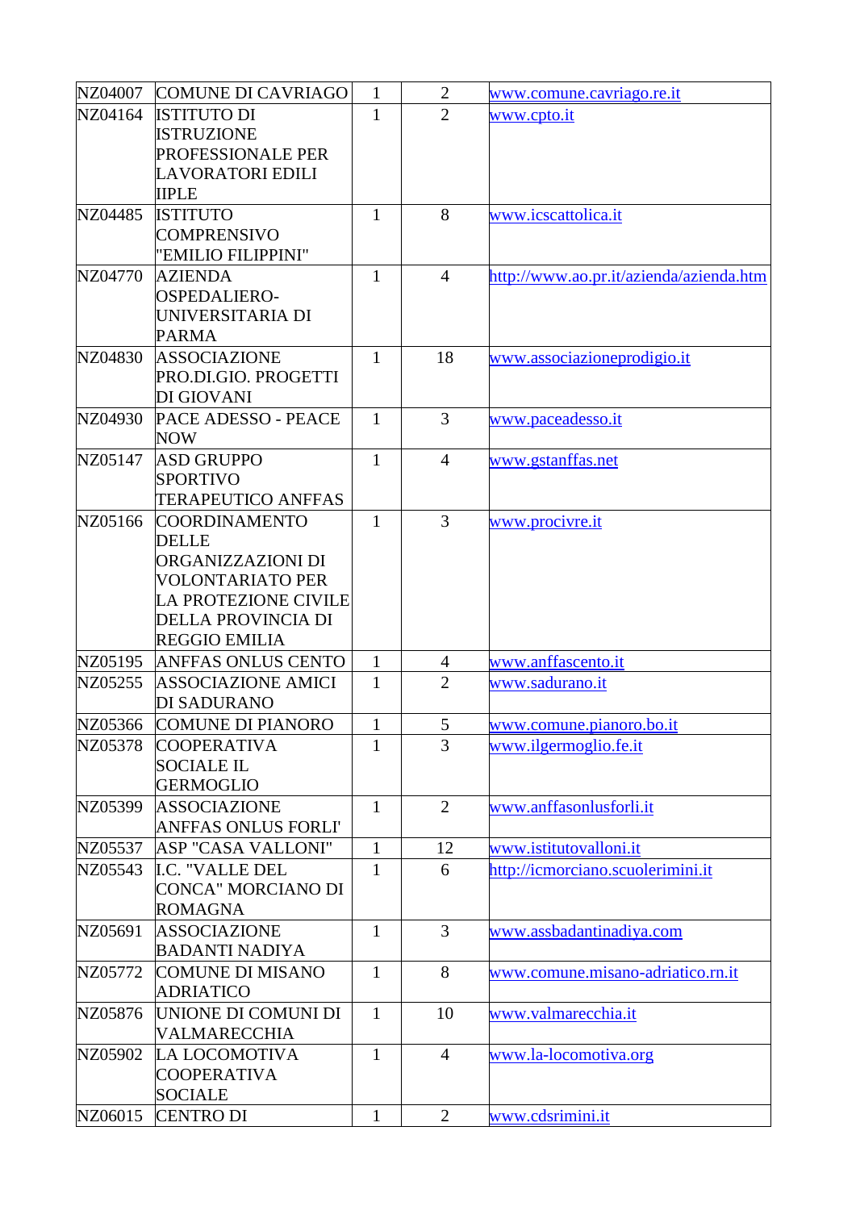| | | | | |
|---|---|---|---|---|
| NZ04007 | COMUNE DI CAVRIAGO | 1 | 2 | www.comune.cavriago.re.it |
| NZ04164 | ISTITUTO DI ISTRUZIONE PROFESSIONALE PER LAVORATORI EDILI IIPLE | 1 | 2 | www.cpto.it |
| NZ04485 | ISTITUTO COMPRENSIVO "EMILIO FILIPPINI" | 1 | 8 | www.icscattolica.it |
| NZ04770 | AZIENDA OSPEDALIERO-UNIVERSITARIA DI PARMA | 1 | 4 | http://www.ao.pr.it/azienda/azienda.htm |
| NZ04830 | ASSOCIAZIONE PRO.DI.GIO. PROGETTI DI GIOVANI | 1 | 18 | www.associazioneprodigio.it |
| NZ04930 | PACE ADESSO - PEACE NOW | 1 | 3 | www.paceadesso.it |
| NZ05147 | ASD GRUPPO SPORTIVO TERAPEUTICO ANFFAS | 1 | 4 | www.gstanffas.net |
| NZ05166 | COORDINAMENTO DELLE ORGANIZZAZIONI DI VOLONTARIATO PER LA PROTEZIONE CIVILE DELLA PROVINCIA DI REGGIO EMILIA | 1 | 3 | www.procivre.it |
| NZ05195 | ANFFAS ONLUS CENTO | 1 | 4 | www.anffascento.it |
| NZ05255 | ASSOCIAZIONE AMICI DI SADURANO | 1 | 2 | www.sadurano.it |
| NZ05366 | COMUNE DI PIANORO | 1 | 5 | www.comune.pianoro.bo.it |
| NZ05378 | COOPERATIVA SOCIALE IL GERMOGLIO | 1 | 3 | www.ilgermoglio.fe.it |
| NZ05399 | ASSOCIAZIONE ANFFAS ONLUS FORLI' | 1 | 2 | www.anffasonlusforli.it |
| NZ05537 | ASP "CASA VALLONI" | 1 | 12 | www.istitutovalloni.it |
| NZ05543 | I.C. "VALLE DEL CONCA" MORCIANO DI ROMAGNA | 1 | 6 | http://icmorciano.scuolerimini.it |
| NZ05691 | ASSOCIAZIONE BADANTI NADIYA | 1 | 3 | www.assbadantinadiya.com |
| NZ05772 | COMUNE DI MISANO ADRIATICO | 1 | 8 | www.comune.misano-adriatico.rn.it |
| NZ05876 | UNIONE DI COMUNI DI VALMARECCHIA | 1 | 10 | www.valmarecchia.it |
| NZ05902 | LA LOCOMOTIVA COOPERATIVA SOCIALE | 1 | 4 | www.la-locomotiva.org |
| NZ06015 | CENTRO DI | 1 | 2 | www.cdsrimini.it |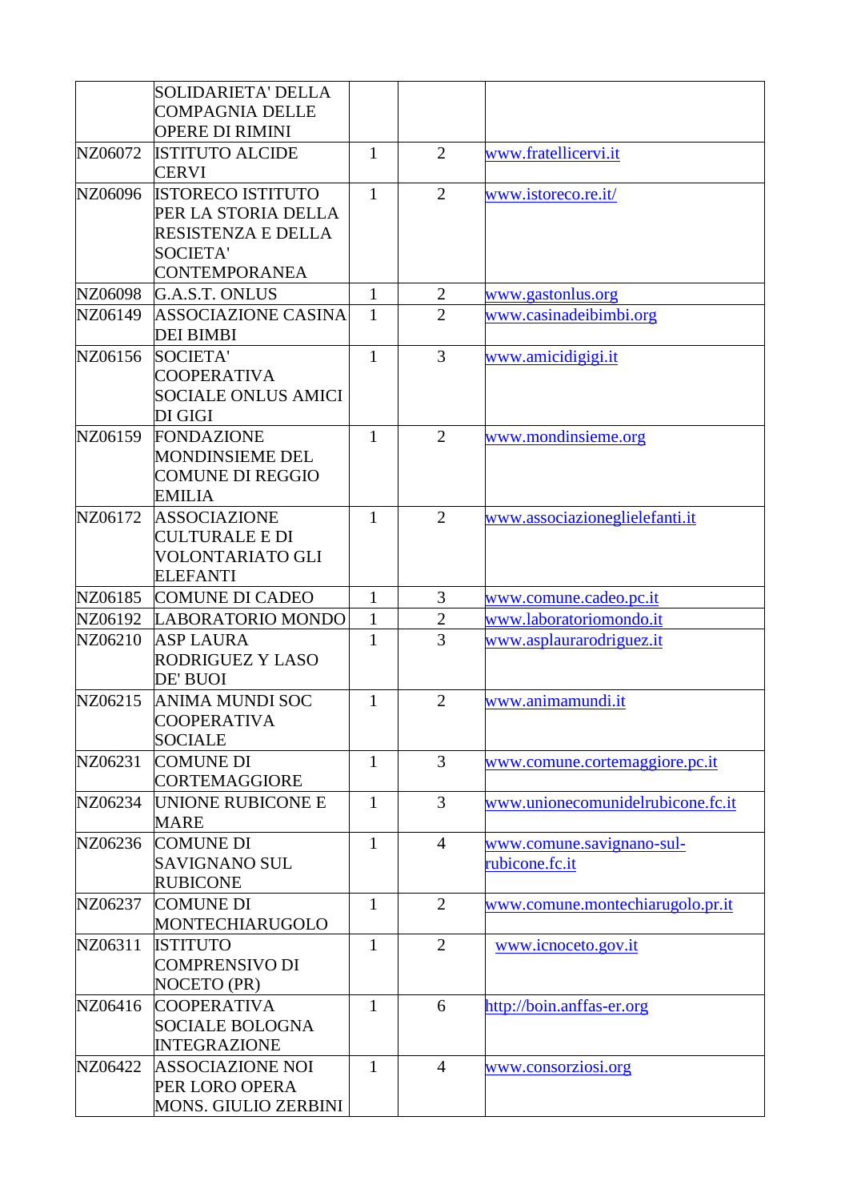| | | | | |
|---|---|---|---|---|
| | SOLIDARIETA' DELLA COMPAGNIA DELLE OPERE DI RIMINI | | | |
| NZ06072 | ISTITUTO ALCIDE CERVI | 1 | 2 | www.fratellicervi.it |
| NZ06096 | ISTORECO ISTITUTO PER LA STORIA DELLA RESISTENZA E DELLA SOCIETA' CONTEMPORANEA | 1 | 2 | www.istoreco.re.it/ |
| NZ06098 | G.A.S.T. ONLUS | 1 | 2 | www.gastonlus.org |
| NZ06149 | ASSOCIAZIONE CASINA DEI BIMBI | 1 | 2 | www.casinadeibimbi.org |
| NZ06156 | SOCIETA' COOPERATIVA SOCIALE ONLUS AMICI DI GIGI | 1 | 3 | www.amicidigigi.it |
| NZ06159 | FONDAZIONE MONDINSIEME DEL COMUNE DI REGGIO EMILIA | 1 | 2 | www.mondinsieme.org |
| NZ06172 | ASSOCIAZIONE CULTURALE E DI VOLONTARIATO GLI ELEFANTI | 1 | 2 | www.associazioneglielefanti.it |
| NZ06185 | COMUNE DI CADEO | 1 | 3 | www.comune.cadeo.pc.it |
| NZ06192 | LABORATORIO MONDO | 1 | 2 | www.laboratoriomondo.it |
| NZ06210 | ASP LAURA RODRIGUEZ Y LASO DE' BUOI | 1 | 3 | www.asplaurarodriguez.it |
| NZ06215 | ANIMA MUNDI SOC COOPERATIVA SOCIALE | 1 | 2 | www.animamundi.it |
| NZ06231 | COMUNE DI CORTEMAGGIORE | 1 | 3 | www.comune.cortemaggiore.pc.it |
| NZ06234 | UNIONE RUBICONE E MARE | 1 | 3 | www.unionecomunidelrubicone.fc.it |
| NZ06236 | COMUNE DI SAVIGNANO SUL RUBICONE | 1 | 4 | www.comune.savignano-sul-rubicone.fc.it |
| NZ06237 | COMUNE DI MONTECHIARUGOLO | 1 | 2 | www.comune.montechiarugolo.pr.it |
| NZ06311 | ISTITUTO COMPRENSIVO DI NOCETO (PR) | 1 | 2 | www.icnoceto.gov.it |
| NZ06416 | COOPERATIVA SOCIALE BOLOGNA INTEGRAZIONE | 1 | 6 | http://boin.anffas-er.org |
| NZ06422 | ASSOCIAZIONE NOI PER LORO OPERA MONS. GIULIO ZERBINI | 1 | 4 | www.consorziosi.org |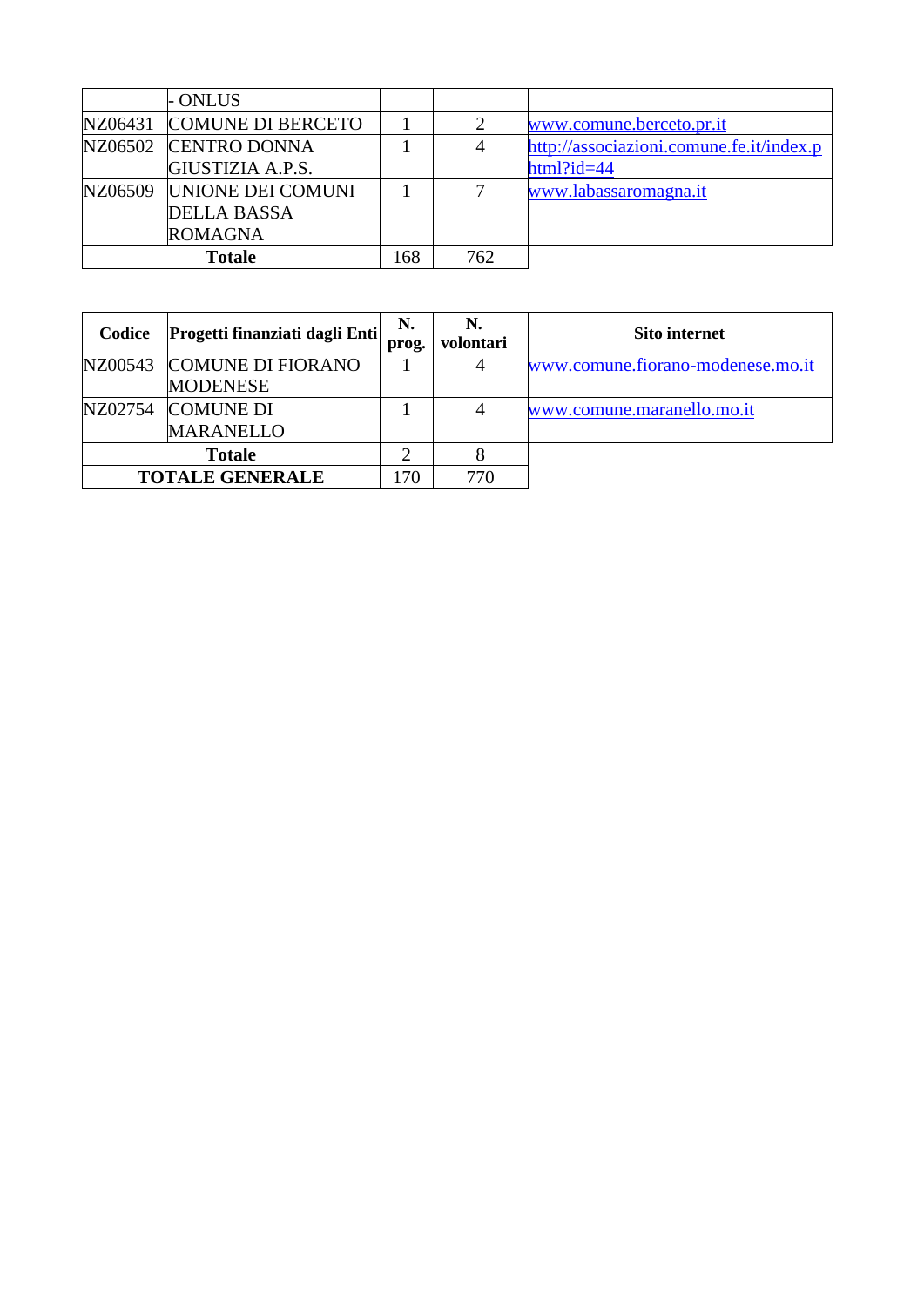| | | | | |
|---|---|---|---|---|
| | - ONLUS | | | |
| NZ06431 | COMUNE DI BERCETO | 1 | 2 | www.comune.berceto.pr.it |
| NZ06502 | CENTRO DONNA GIUSTIZIA A.P.S. | 1 | 4 | http://associazioni.comune.fe.it/index.php?id=44 |
| NZ06509 | UNIONE DEI COMUNI DELLA BASSA ROMAGNA | 1 | 7 | www.labassaromagna.it |
| **Totale** | | 168 | 762 | |

| Codice | Progetti finanziati dagli Enti | N. prog. | N. volontari | Sito internet |
|---|---|---|---|---|
| NZ00543 | COMUNE DI FIORANO MODENESE | 1 | 4 | www.comune.fiorano-modenese.mo.it |
| NZ02754 | COMUNE DI MARANELLO | 1 | 4 | www.comune.maranello.mo.it |
| **Totale** | | 2 | 8 | |
| **TOTALE GENERALE** | | 170 | 770 | |